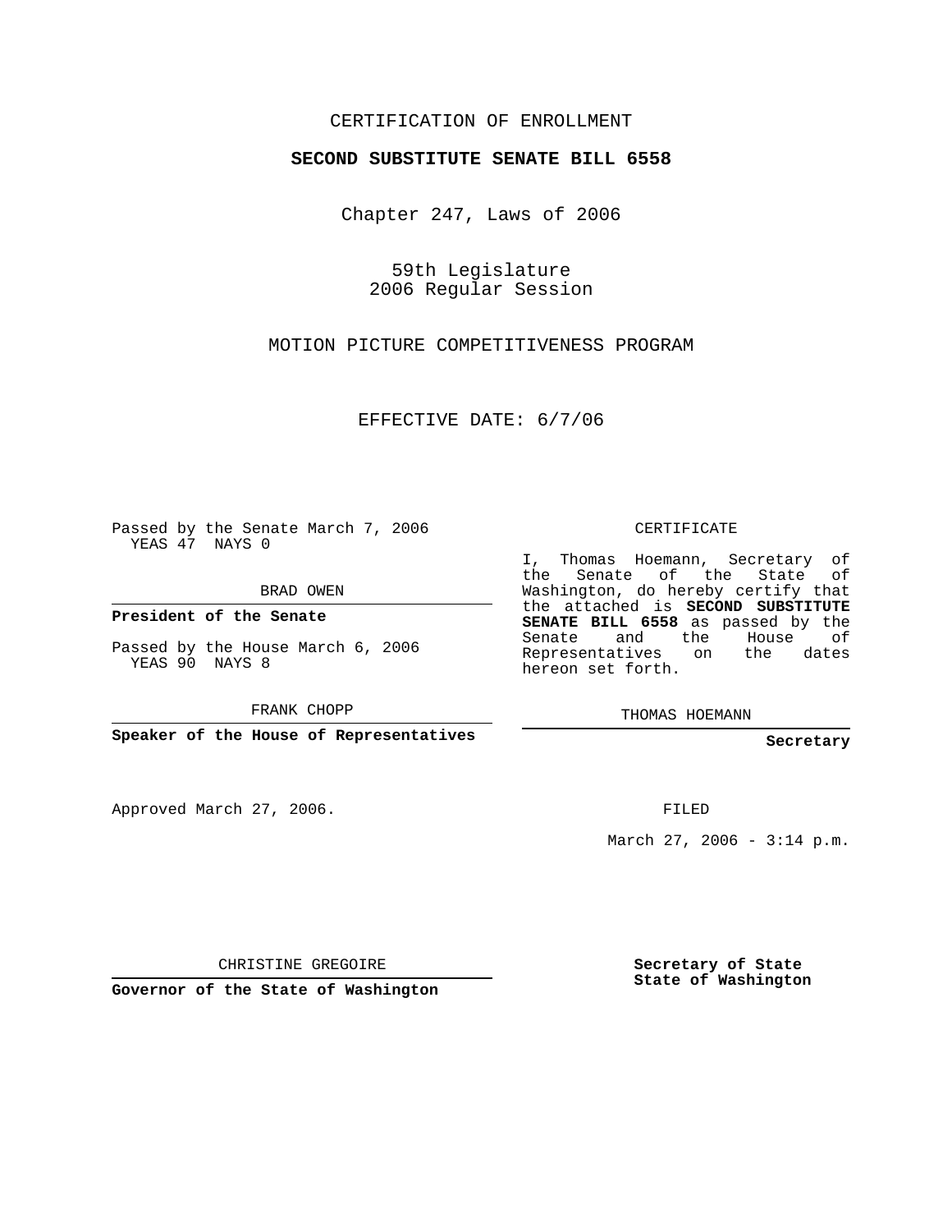CERTIFICATION OF ENROLLMENT

**SECOND SUBSTITUTE SENATE BILL 6558**

Chapter 247, Laws of 2006

59th Legislature
2006 Regular Session

MOTION PICTURE COMPETITIVENESS PROGRAM

EFFECTIVE DATE: 6/7/06

Passed by the Senate March 7, 2006
YEAS 47 NAYS 0

BRAD OWEN

**President of the Senate**

Passed by the House March 6, 2006
YEAS 90 NAYS 8

FRANK CHOPP

**Speaker of the House of Representatives**

Approved March 27, 2006.

CHRISTINE GREGOIRE

**Governor of the State of Washington**

CERTIFICATE

I, Thomas Hoemann, Secretary of the Senate of the State of Washington, do hereby certify that the attached is **SECOND SUBSTITUTE SENATE BILL 6558** as passed by the Senate and the House of Representatives on the dates hereon set forth.

THOMAS HOEMANN

**Secretary**

FILED

March 27, 2006 - 3:14 p.m.

**Secretary of State**
**State of Washington**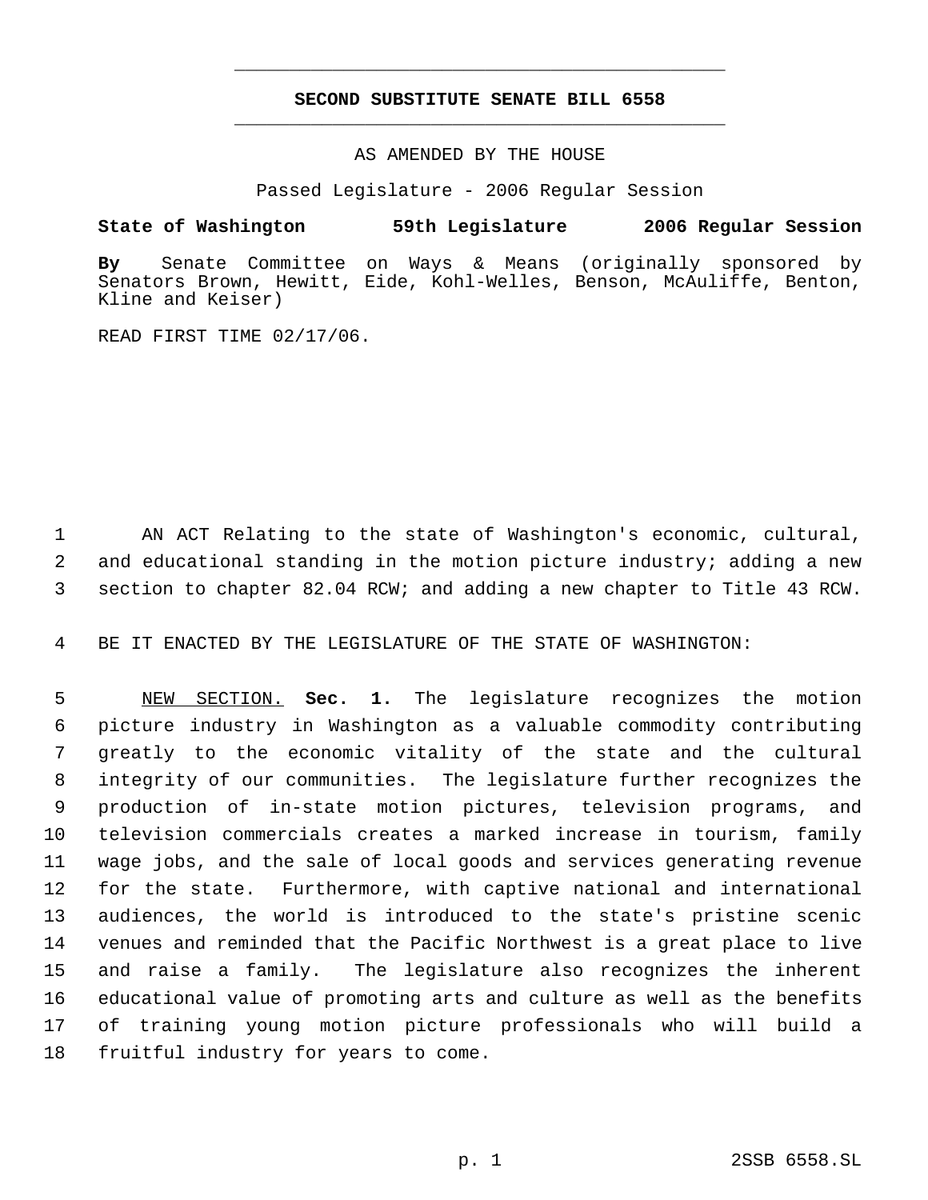# SECOND SUBSTITUTE SENATE BILL 6558

AS AMENDED BY THE HOUSE

Passed Legislature - 2006 Regular Session

**State of Washington 59th Legislature 2006 Regular Session**

**By** Senate Committee on Ways & Means (originally sponsored by Senators Brown, Hewitt, Eide, Kohl-Welles, Benson, McAuliffe, Benton, Kline and Keiser)

READ FIRST TIME 02/17/06.

AN ACT Relating to the state of Washington's economic, cultural, and educational standing in the motion picture industry; adding a new section to chapter 82.04 RCW; and adding a new chapter to Title 43 RCW.

BE IT ENACTED BY THE LEGISLATURE OF THE STATE OF WASHINGTON:

NEW SECTION. **Sec. 1.** The legislature recognizes the motion picture industry in Washington as a valuable commodity contributing greatly to the economic vitality of the state and the cultural integrity of our communities. The legislature further recognizes the production of in-state motion pictures, television programs, and television commercials creates a marked increase in tourism, family wage jobs, and the sale of local goods and services generating revenue for the state. Furthermore, with captive national and international audiences, the world is introduced to the state's pristine scenic venues and reminded that the Pacific Northwest is a great place to live and raise a family. The legislature also recognizes the inherent educational value of promoting arts and culture as well as the benefits of training young motion picture professionals who will build a fruitful industry for years to come.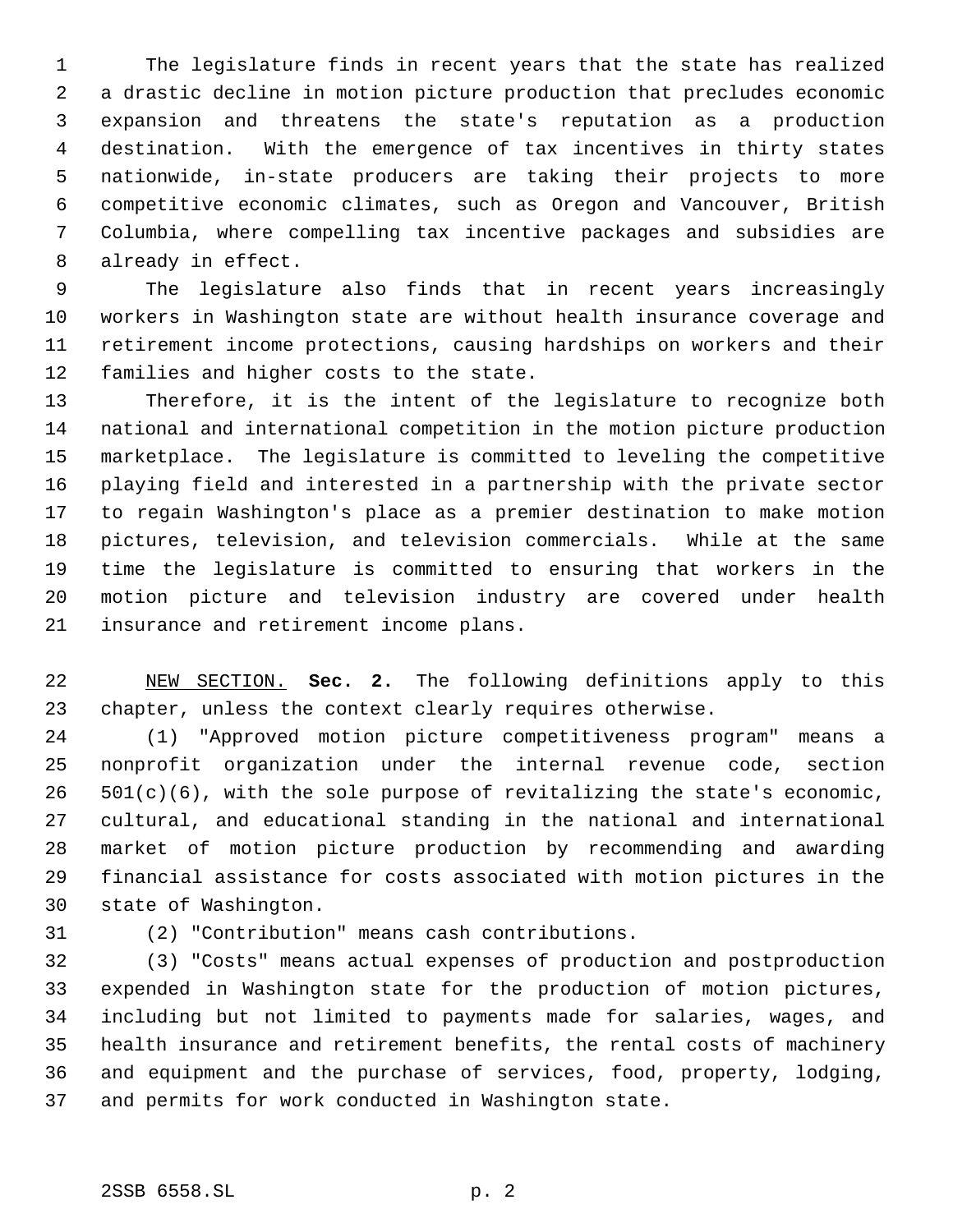The legislature finds in recent years that the state has realized a drastic decline in motion picture production that precludes economic expansion and threatens the state's reputation as a production destination. With the emergence of tax incentives in thirty states nationwide, in-state producers are taking their projects to more competitive economic climates, such as Oregon and Vancouver, British Columbia, where compelling tax incentive packages and subsidies are already in effect.

The legislature also finds that in recent years increasingly workers in Washington state are without health insurance coverage and retirement income protections, causing hardships on workers and their families and higher costs to the state.

Therefore, it is the intent of the legislature to recognize both national and international competition in the motion picture production marketplace. The legislature is committed to leveling the competitive playing field and interested in a partnership with the private sector to regain Washington's place as a premier destination to make motion pictures, television, and television commercials. While at the same time the legislature is committed to ensuring that workers in the motion picture and television industry are covered under health insurance and retirement income plans.

NEW SECTION. **Sec. 2.** The following definitions apply to this chapter, unless the context clearly requires otherwise.

(1) "Approved motion picture competitiveness program" means a nonprofit organization under the internal revenue code, section 501(c)(6), with the sole purpose of revitalizing the state's economic, cultural, and educational standing in the national and international market of motion picture production by recommending and awarding financial assistance for costs associated with motion pictures in the state of Washington.

(2) "Contribution" means cash contributions.

(3) "Costs" means actual expenses of production and postproduction expended in Washington state for the production of motion pictures, including but not limited to payments made for salaries, wages, and health insurance and retirement benefits, the rental costs of machinery and equipment and the purchase of services, food, property, lodging, and permits for work conducted in Washington state.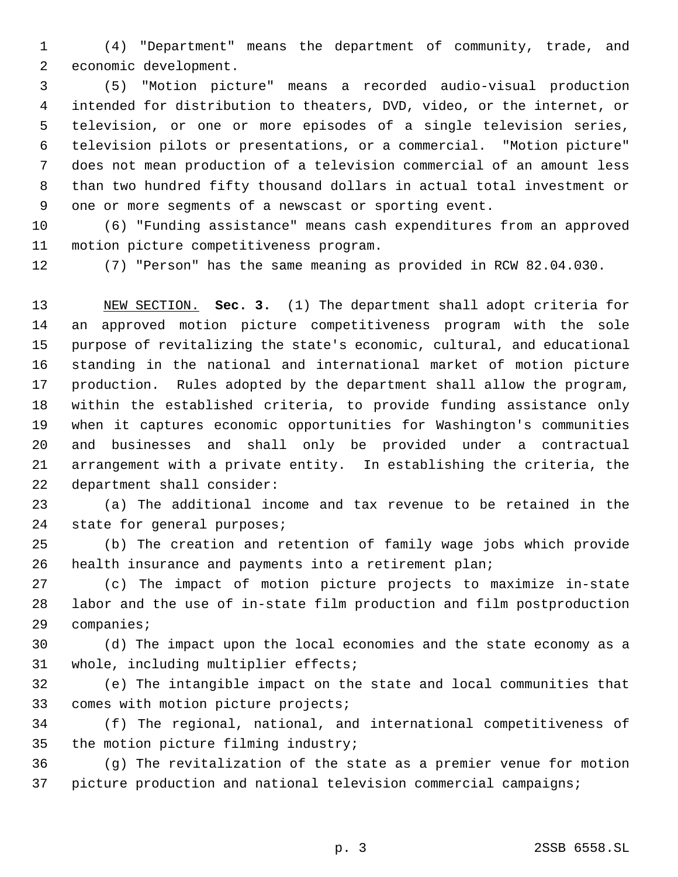(4) "Department" means the department of community, trade, and economic development.

(5) "Motion picture" means a recorded audio-visual production intended for distribution to theaters, DVD, video, or the internet, or television, or one or more episodes of a single television series, television pilots or presentations, or a commercial. "Motion picture" does not mean production of a television commercial of an amount less than two hundred fifty thousand dollars in actual total investment or one or more segments of a newscast or sporting event.

(6) "Funding assistance" means cash expenditures from an approved motion picture competitiveness program.

(7) "Person" has the same meaning as provided in RCW 82.04.030.

NEW SECTION. **Sec. 3.** (1) The department shall adopt criteria for an approved motion picture competitiveness program with the sole purpose of revitalizing the state's economic, cultural, and educational standing in the national and international market of motion picture production. Rules adopted by the department shall allow the program, within the established criteria, to provide funding assistance only when it captures economic opportunities for Washington's communities and businesses and shall only be provided under a contractual arrangement with a private entity. In establishing the criteria, the department shall consider:

(a) The additional income and tax revenue to be retained in the state for general purposes;

(b) The creation and retention of family wage jobs which provide health insurance and payments into a retirement plan;

(c) The impact of motion picture projects to maximize in-state labor and the use of in-state film production and film postproduction companies;

(d) The impact upon the local economies and the state economy as a whole, including multiplier effects;

(e) The intangible impact on the state and local communities that comes with motion picture projects;

(f) The regional, national, and international competitiveness of the motion picture filming industry;

(g) The revitalization of the state as a premier venue for motion picture production and national television commercial campaigns;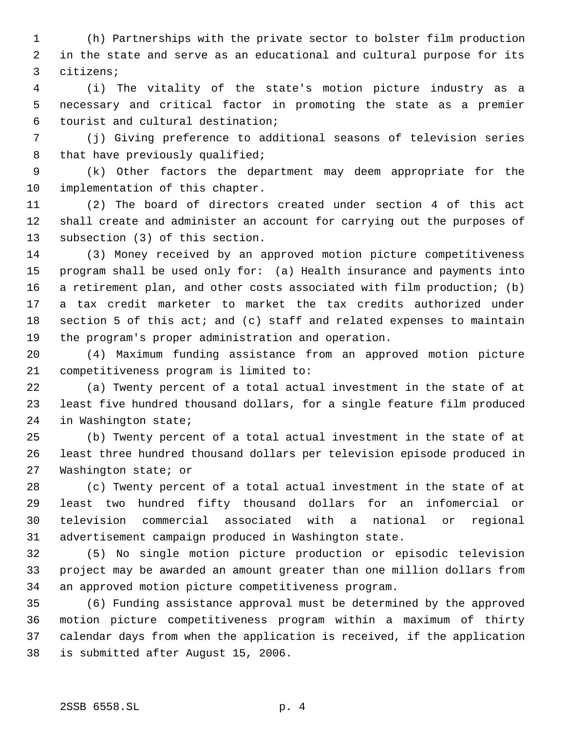(h) Partnerships with the private sector to bolster film production in the state and serve as an educational and cultural purpose for its citizens;

(i) The vitality of the state's motion picture industry as a necessary and critical factor in promoting the state as a premier tourist and cultural destination;

(j) Giving preference to additional seasons of television series that have previously qualified;

(k) Other factors the department may deem appropriate for the implementation of this chapter.

(2) The board of directors created under section 4 of this act shall create and administer an account for carrying out the purposes of subsection (3) of this section.

(3) Money received by an approved motion picture competitiveness program shall be used only for: (a) Health insurance and payments into a retirement plan, and other costs associated with film production; (b) a tax credit marketer to market the tax credits authorized under section 5 of this act; and (c) staff and related expenses to maintain the program's proper administration and operation.

(4) Maximum funding assistance from an approved motion picture competitiveness program is limited to:

(a) Twenty percent of a total actual investment in the state of at least five hundred thousand dollars, for a single feature film produced in Washington state;

(b) Twenty percent of a total actual investment in the state of at least three hundred thousand dollars per television episode produced in Washington state; or

(c) Twenty percent of a total actual investment in the state of at least two hundred fifty thousand dollars for an infomercial or television commercial associated with a national or regional advertisement campaign produced in Washington state.

(5) No single motion picture production or episodic television project may be awarded an amount greater than one million dollars from an approved motion picture competitiveness program.

(6) Funding assistance approval must be determined by the approved motion picture competitiveness program within a maximum of thirty calendar days from when the application is received, if the application is submitted after August 15, 2006.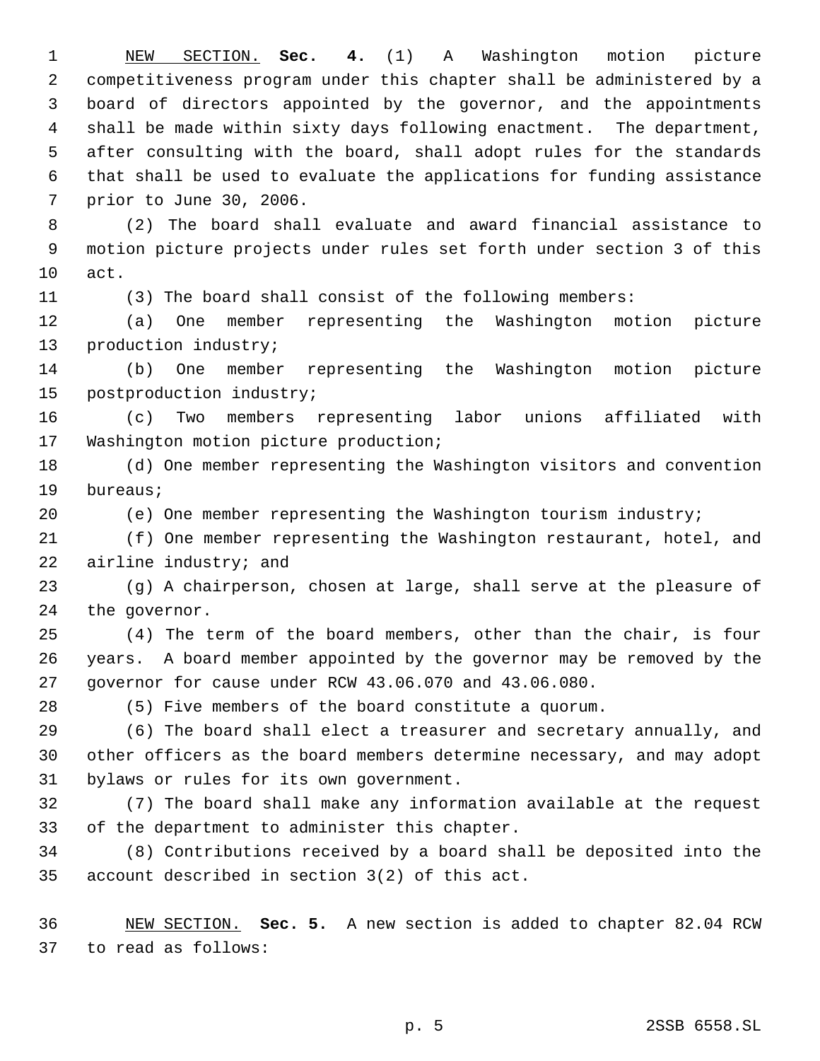NEW SECTION. **Sec. 4.** (1) A Washington motion picture competitiveness program under this chapter shall be administered by a board of directors appointed by the governor, and the appointments shall be made within sixty days following enactment. The department, after consulting with the board, shall adopt rules for the standards that shall be used to evaluate the applications for funding assistance prior to June 30, 2006.

(2) The board shall evaluate and award financial assistance to motion picture projects under rules set forth under section 3 of this act.

(3) The board shall consist of the following members:

(a) One member representing the Washington motion picture production industry;

(b) One member representing the Washington motion picture postproduction industry;

(c) Two members representing labor unions affiliated with Washington motion picture production;

(d) One member representing the Washington visitors and convention bureaus;

(e) One member representing the Washington tourism industry;

(f) One member representing the Washington restaurant, hotel, and airline industry; and

(g) A chairperson, chosen at large, shall serve at the pleasure of the governor.

(4) The term of the board members, other than the chair, is four years. A board member appointed by the governor may be removed by the governor for cause under RCW 43.06.070 and 43.06.080.

(5) Five members of the board constitute a quorum.

(6) The board shall elect a treasurer and secretary annually, and other officers as the board members determine necessary, and may adopt bylaws or rules for its own government.

(7) The board shall make any information available at the request of the department to administer this chapter.

(8) Contributions received by a board shall be deposited into the account described in section 3(2) of this act.

NEW SECTION. **Sec. 5.** A new section is added to chapter 82.04 RCW to read as follows: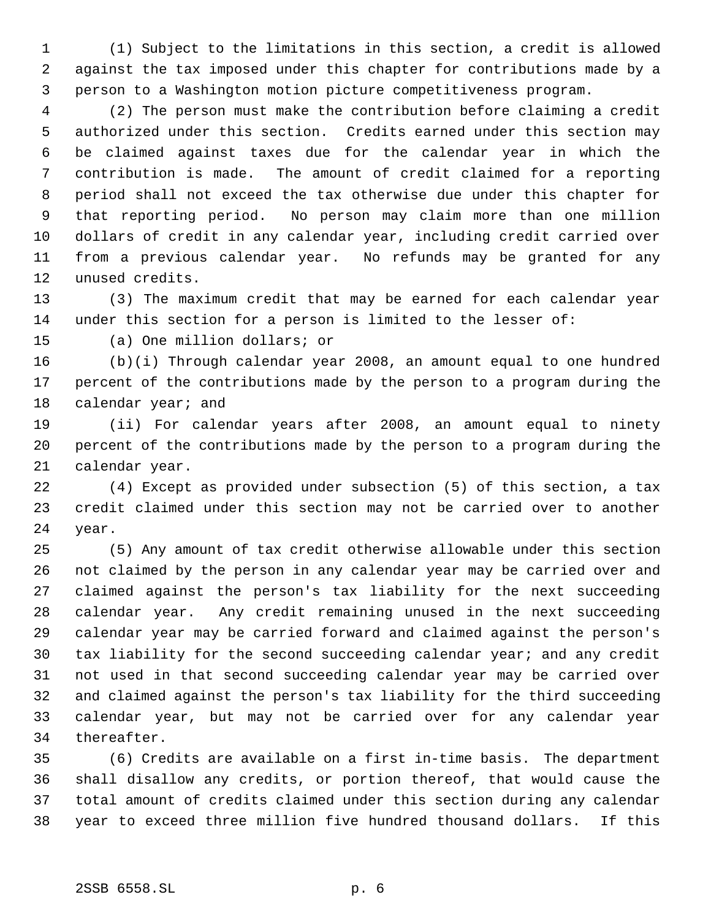(1) Subject to the limitations in this section, a credit is allowed against the tax imposed under this chapter for contributions made by a person to a Washington motion picture competitiveness program.

(2) The person must make the contribution before claiming a credit authorized under this section. Credits earned under this section may be claimed against taxes due for the calendar year in which the contribution is made. The amount of credit claimed for a reporting period shall not exceed the tax otherwise due under this chapter for that reporting period. No person may claim more than one million dollars of credit in any calendar year, including credit carried over from a previous calendar year. No refunds may be granted for any unused credits.

(3) The maximum credit that may be earned for each calendar year under this section for a person is limited to the lesser of:

(a) One million dollars; or

(b)(i) Through calendar year 2008, an amount equal to one hundred percent of the contributions made by the person to a program during the calendar year; and

(ii) For calendar years after 2008, an amount equal to ninety percent of the contributions made by the person to a program during the calendar year.

(4) Except as provided under subsection (5) of this section, a tax credit claimed under this section may not be carried over to another year.

(5) Any amount of tax credit otherwise allowable under this section not claimed by the person in any calendar year may be carried over and claimed against the person's tax liability for the next succeeding calendar year. Any credit remaining unused in the next succeeding calendar year may be carried forward and claimed against the person's tax liability for the second succeeding calendar year; and any credit not used in that second succeeding calendar year may be carried over and claimed against the person's tax liability for the third succeeding calendar year, but may not be carried over for any calendar year thereafter.

(6) Credits are available on a first in-time basis. The department shall disallow any credits, or portion thereof, that would cause the total amount of credits claimed under this section during any calendar year to exceed three million five hundred thousand dollars. If this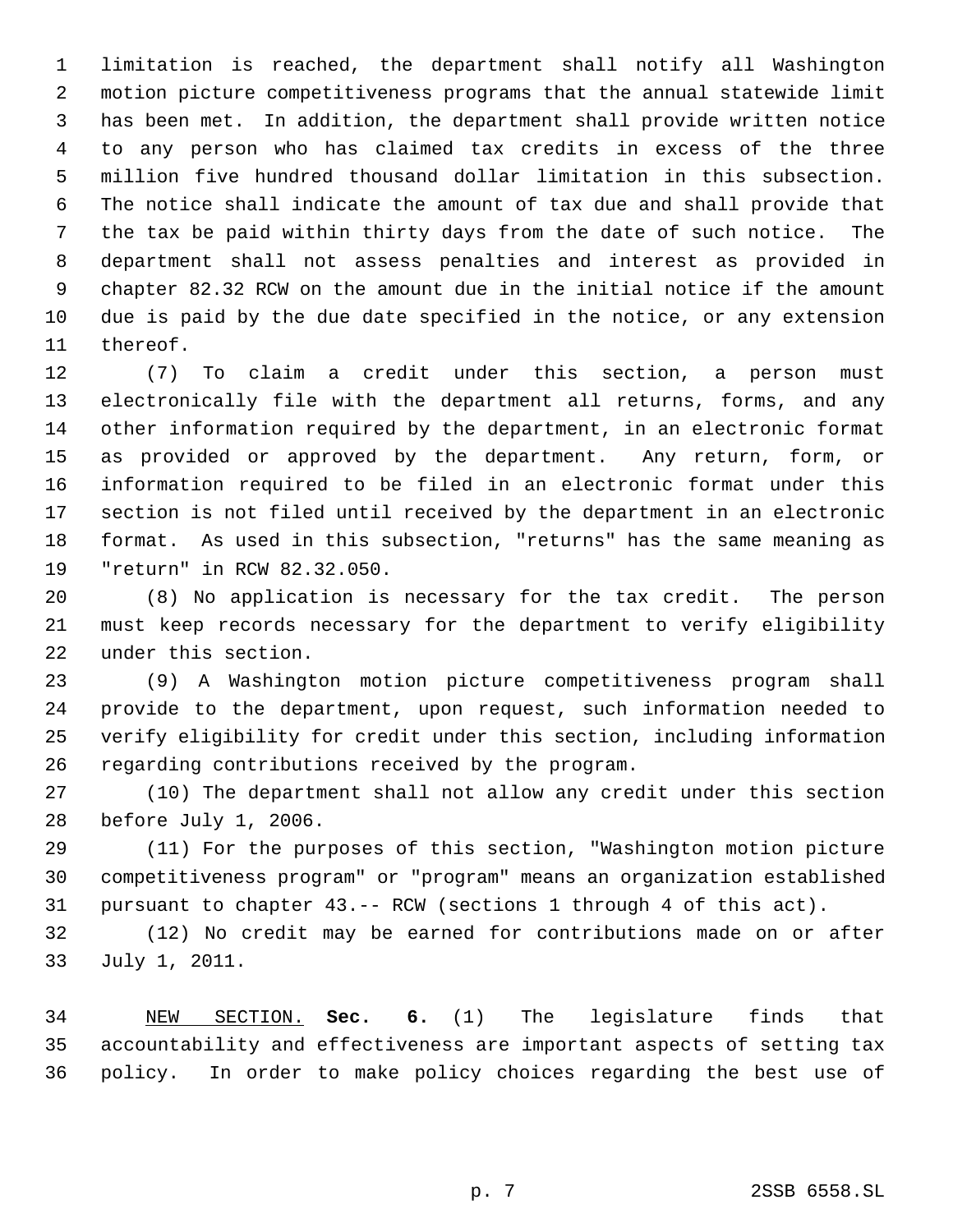limitation is reached, the department shall notify all Washington motion picture competitiveness programs that the annual statewide limit has been met. In addition, the department shall provide written notice to any person who has claimed tax credits in excess of the three million five hundred thousand dollar limitation in this subsection. The notice shall indicate the amount of tax due and shall provide that the tax be paid within thirty days from the date of such notice. The department shall not assess penalties and interest as provided in chapter 82.32 RCW on the amount due in the initial notice if the amount due is paid by the due date specified in the notice, or any extension thereof.

(7) To claim a credit under this section, a person must electronically file with the department all returns, forms, and any other information required by the department, in an electronic format as provided or approved by the department. Any return, form, or information required to be filed in an electronic format under this section is not filed until received by the department in an electronic format. As used in this subsection, "returns" has the same meaning as "return" in RCW 82.32.050.

(8) No application is necessary for the tax credit. The person must keep records necessary for the department to verify eligibility under this section.

(9) A Washington motion picture competitiveness program shall provide to the department, upon request, such information needed to verify eligibility for credit under this section, including information regarding contributions received by the program.

(10) The department shall not allow any credit under this section before July 1, 2006.

(11) For the purposes of this section, "Washington motion picture competitiveness program" or "program" means an organization established pursuant to chapter 43.-- RCW (sections 1 through 4 of this act).

(12) No credit may be earned for contributions made on or after July 1, 2011.

NEW SECTION. **Sec. 6.** (1) The legislature finds that accountability and effectiveness are important aspects of setting tax policy. In order to make policy choices regarding the best use of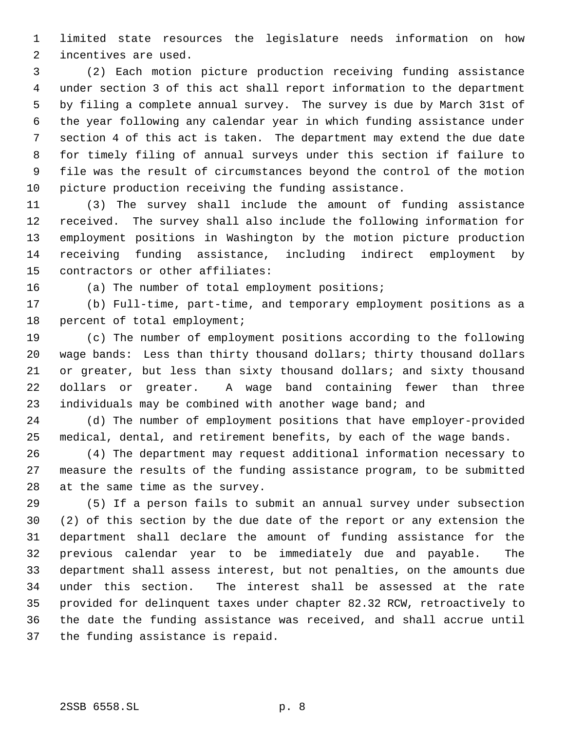limited state resources the legislature needs information on how incentives are used.

(2) Each motion picture production receiving funding assistance under section 3 of this act shall report information to the department by filing a complete annual survey. The survey is due by March 31st of the year following any calendar year in which funding assistance under section 4 of this act is taken. The department may extend the due date for timely filing of annual surveys under this section if failure to file was the result of circumstances beyond the control of the motion picture production receiving the funding assistance.

(3) The survey shall include the amount of funding assistance received. The survey shall also include the following information for employment positions in Washington by the motion picture production receiving funding assistance, including indirect employment by contractors or other affiliates:

(a) The number of total employment positions;

(b) Full-time, part-time, and temporary employment positions as a percent of total employment;

(c) The number of employment positions according to the following wage bands: Less than thirty thousand dollars; thirty thousand dollars or greater, but less than sixty thousand dollars; and sixty thousand dollars or greater. A wage band containing fewer than three individuals may be combined with another wage band; and

(d) The number of employment positions that have employer-provided medical, dental, and retirement benefits, by each of the wage bands.

(4) The department may request additional information necessary to measure the results of the funding assistance program, to be submitted at the same time as the survey.

(5) If a person fails to submit an annual survey under subsection (2) of this section by the due date of the report or any extension the department shall declare the amount of funding assistance for the previous calendar year to be immediately due and payable. The department shall assess interest, but not penalties, on the amounts due under this section. The interest shall be assessed at the rate provided for delinquent taxes under chapter 82.32 RCW, retroactively to the date the funding assistance was received, and shall accrue until the funding assistance is repaid.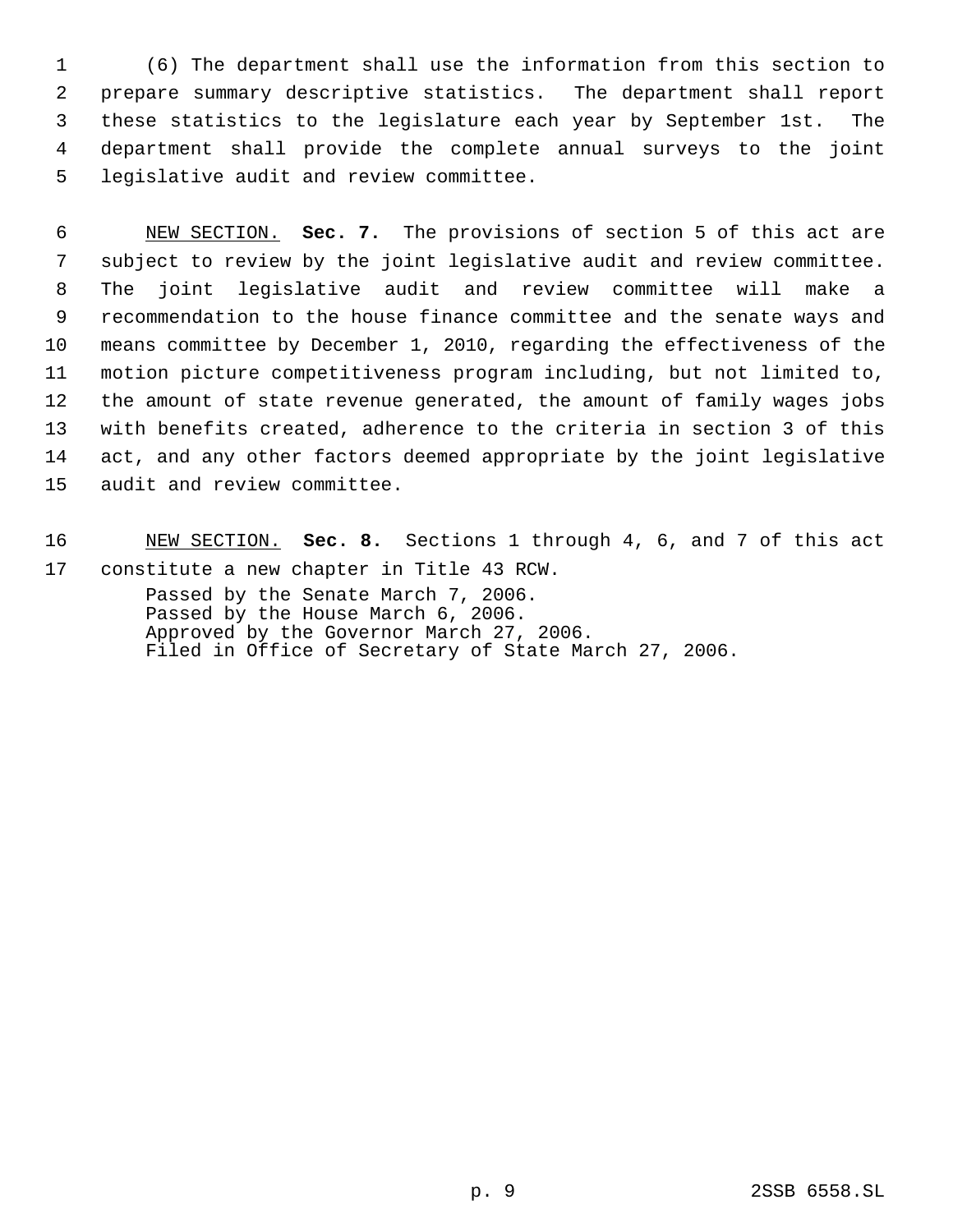(6) The department shall use the information from this section to prepare summary descriptive statistics. The department shall report these statistics to the legislature each year by September 1st. The department shall provide the complete annual surveys to the joint legislative audit and review committee.

NEW SECTION. **Sec. 7.** The provisions of section 5 of this act are subject to review by the joint legislative audit and review committee. The joint legislative audit and review committee will make a recommendation to the house finance committee and the senate ways and means committee by December 1, 2010, regarding the effectiveness of the motion picture competitiveness program including, but not limited to, the amount of state revenue generated, the amount of family wages jobs with benefits created, adherence to the criteria in section 3 of this act, and any other factors deemed appropriate by the joint legislative audit and review committee.

NEW SECTION. **Sec. 8.** Sections 1 through 4, 6, and 7 of this act constitute a new chapter in Title 43 RCW.

Passed by the Senate March 7, 2006.
Passed by the House March 6, 2006.
Approved by the Governor March 27, 2006.
Filed in Office of Secretary of State March 27, 2006.